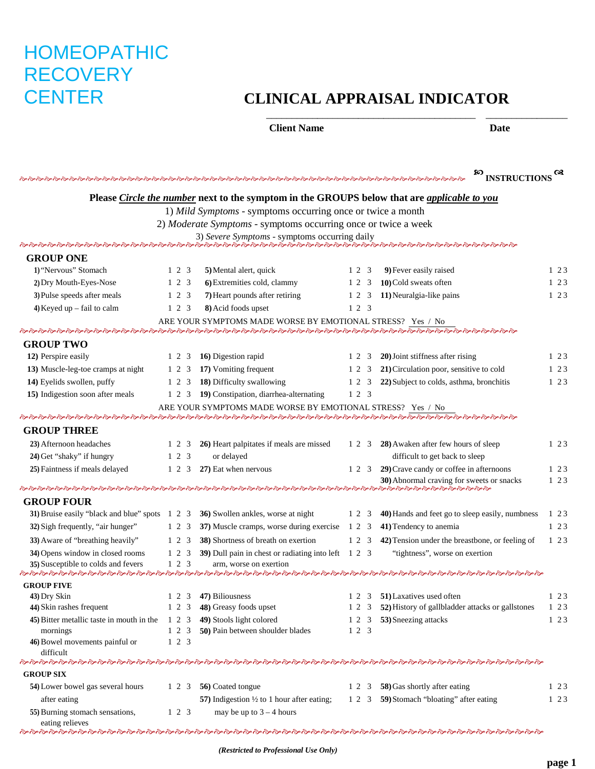# HOMEOPATHIC RECOVERY CENTER

# CLINICAL APPRAISAL INDICATOR

______________________________ ______________

**Client Name** **Date**

## INSTRUCTIONS

**Please *Circle the number* next to the symptom in the GROUPS below that are *applicable to you***

1) *Mild Symptoms* - symptoms occurring once or twice a month
2) *Moderate Symptoms* - symptoms occurring once or twice a week
3) *Severe Symptoms* - symptoms occurring daily

## GROUP ONE

| Symptom | | Symptom | | Symptom | |
|---|---|---|---|---|---|
| **1)** "Nervous" Stomach | 1 2 3 | **5)** Mental alert, quick | 1 2 3 | **9)** Fever easily raised | 1 2 3 |
| **2)** Dry Mouth-Eyes-Nose | 1 2 3 | **6)** Extremities cold, clammy | 1 2 3 | **10)** Cold sweats often | 1 2 3 |
| **3)** Pulse speeds after meals | 1 2 3 | **7)** Heart pounds after retiring | 1 2 3 | **11)** Neuralgia-like pains | 1 2 3 |
| **4)** Keyed up – fail to calm | 1 2 3 | **8)** Acid foods upset | 1 2 3 | | |

ARE YOUR SYMPTOMS MADE WORSE BY EMOTIONAL STRESS? Yes / No

## GROUP TWO

| Symptom | | Symptom | | Symptom | |
|---|---|---|---|---|---|
| **12)** Perspire easily | 1 2 3 | **16)** Digestion rapid | 1 2 3 | **20)** Joint stiffness after rising | 1 2 3 |
| **13)** Muscle-leg-toe cramps at night | 1 2 3 | **17)** Vomiting frequent | 1 2 3 | **21)** Circulation poor, sensitive to cold | 1 2 3 |
| **14)** Eyelids swollen, puffy | 1 2 3 | **18)** Difficulty swallowing | 1 2 3 | **22)** Subject to colds, asthma, bronchitis | 1 2 3 |
| **15)** Indigestion soon after meals | 1 2 3 | **19)** Constipation, diarrhea-alternating | 1 2 3 | | |

ARE YOUR SYMPTOMS MADE WORSE BY EMOTIONAL STRESS? Yes / No

## GROUP THREE

| Symptom | | Symptom | | Symptom | |
|---|---|---|---|---|---|
| **23)** Afternoon headaches | 1 2 3 | **26)** Heart palpitates if meals are missed or delayed | 1 2 3 | **28)** Awaken after few hours of sleep difficult to get back to sleep | 1 2 3 |
| **24)** Get "shaky" if hungry | 1 2 3 | | | | |
| **25)** Faintness if meals delayed | 1 2 3 | **27)** Eat when nervous | 1 2 3 | **29)** Crave candy or coffee in afternoons | 1 2 3 |
| | | | | **30)** Abnormal craving for sweets or snacks | 1 2 3 |

## GROUP FOUR

| Symptom | | Symptom | | Symptom | |
|---|---|---|---|---|---|
| **31)** Bruise easily "black and blue" spots | 1 2 3 | **36)** Swollen ankles, worse at night | 1 2 3 | **40)** Hands and feet go to sleep easily, numbness | 1 2 3 |
| **32)** Sigh frequently, "air hunger" | 1 2 3 | **37)** Muscle cramps, worse during exercise | 1 2 3 | **41)** Tendency to anemia | 1 2 3 |
| **33)** Aware of "breathing heavily" | 1 2 3 | **38)** Shortness of breath on exertion | 1 2 3 | **42)** Tension under the breastbone, or feeling of "tightness", worse on exertion | 1 2 3 |
| **34)** Opens window in closed rooms | 1 2 3 | **39)** Dull pain in chest or radiating into left arm, worse on exertion | 1 2 3 | | |
| **35)** Susceptible to colds and fevers | 1 2 3 | | | | |

## GROUP FIVE

| Symptom | | Symptom | | Symptom | |
|---|---|---|---|---|---|
| **43)** Dry Skin | 1 2 3 | **47)** Biliousness | 1 2 3 | **51)** Laxatives used often | 1 2 3 |
| **44)** Skin rashes frequent | 1 2 3 | **48)** Greasy foods upset | 1 2 3 | **52)** History of gallbladder attacks or gallstones | 1 2 3 |
| **45)** Bitter metallic taste in mouth in the mornings | 1 2 3 | **49)** Stools light colored | 1 2 3 | **53)** Sneezing attacks | 1 2 3 |
| | 1 2 3 | **50)** Pain between shoulder blades | 1 2 3 | | |
| **46)** Bowel movements painful or difficult | 1 2 3 | | | | |

## GROUP SIX

| Symptom | | Symptom | | Symptom | |
|---|---|---|---|---|---|
| **54)** Lower bowel gas several hours after eating | 1 2 3 | **56)** Coated tongue | 1 2 3 | **58)** Gas shortly after eating | 1 2 3 |
| | | **57)** Indigestion ½ to 1 hour after eating; may be up to 3 – 4 hours | 1 2 3 | **59)** Stomach "bloating" after eating | 1 2 3 |
| **55)** Burning stomach sensations, eating relieves | 1 2 3 | | | | |

***(Restricted to Professional Use Only)***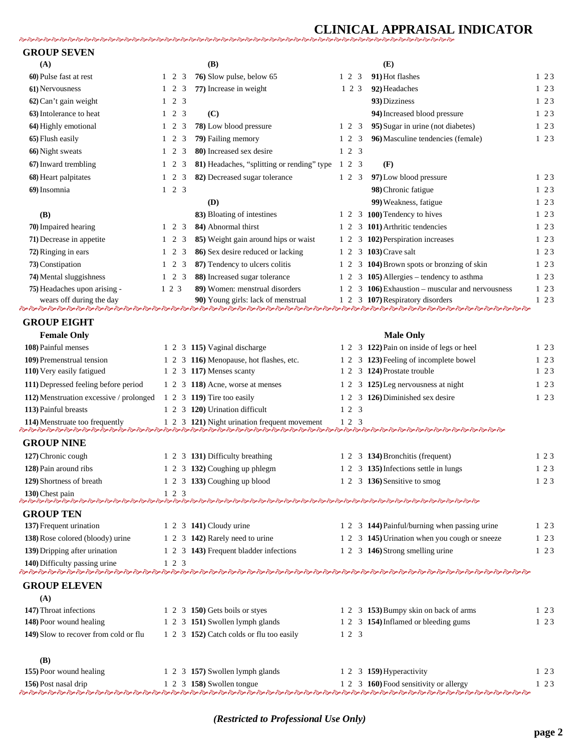# CLINICAL APPRAISAL INDICATOR

## GROUP SEVEN

**(A)**

**60)** Pulse fast at rest 1 2 3
**61)** Nervousness 1 2 3
**62)** Can't gain weight 1 2 3
**63)** Intolerance to heat 1 2 3
**64)** Highly emotional 1 2 3
**65)** Flush easily 1 2 3
**66)** Night sweats 1 2 3
**67)** Inward trembling 1 2 3
**68)** Heart palpitates 1 2 3
**69)** Insomnia 1 2 3

**(B)**

**70)** Impaired hearing 1 2 3
**71)** Decrease in appetite 1 2 3
**72)** Ringing in ears 1 2 3
**73)** Constipation 1 2 3
**74)** Mental sluggishness 1 2 3
**75)** Headaches upon arising - wears off during the day 1 2 3

**(B)**

**76)** Slow pulse, below 65 1 2 3
**77)** Increase in weight 1 2 3

**(C)**

**78)** Low blood pressure 1 2 3
**79)** Failing memory 1 2 3
**80)** Increased sex desire 1 2 3
**81)** Headaches, "splitting or rending" type 1 2 3
**82)** Decreased sugar tolerance 1 2 3

**(D)**

**83)** Bloating of intestines 1 2 3
**84)** Abnormal thirst 1 2 3
**85)** Weight gain around hips or waist 1 2 3
**86)** Sex desire reduced or lacking 1 2 3
**87)** Tendency to ulcers colitis 1 2 3
**88)** Increased sugar tolerance 1 2 3
**89)** Women: menstrual disorders 1 2 3
**90)** Young girls: lack of menstrual 1 2 3

**(E)**

**91)** Hot flashes 1 2 3
**92)** Headaches 1 2 3
**93)** Dizziness 1 2 3
**94)** Increased blood pressure 1 2 3
**95)** Sugar in urine (not diabetes) 1 2 3
**96)** Masculine tendencies (female) 1 2 3

**(F)**

**97)** Low blood pressure 1 2 3
**98)** Chronic fatigue 1 2 3
**99)** Weakness, fatigue 1 2 3
**100)** Tendency to hives 1 2 3
**101)** Arthritic tendencies 1 2 3
**102)** Perspiration increases 1 2 3
**103)** Crave salt 1 2 3
**104)** Brown spots or bronzing of skin 1 2 3
**105)** Allergies – tendency to asthma 1 2 3
**106)** Exhaustion – muscular and nervousness 1 2 3
**107)** Respiratory disorders 1 2 3

## GROUP EIGHT

**Female Only**

**108)** Painful menses 1 2 3
**109)** Premenstrual tension 1 2 3
**110)** Very easily fatigued 1 2 3
**111)** Depressed feeling before period 1 2 3
**112)** Menstruation excessive / prolonged 1 2 3
**113)** Painful breasts 1 2 3
**114)** Menstruate too frequently 1 2 3
**115)** Vaginal discharge 1 2 3
**116)** Menopause, hot flashes, etc. 1 2 3
**117)** Menses scanty 1 2 3
**118)** Acne, worse at menses 1 2 3
**119)** Tire too easily 1 2 3
**120)** Urination difficult 1 2 3
**121)** Night urination frequent movement 1 2 3

**Male Only**

**122)** Pain on inside of legs or heel 1 2 3
**123)** Feeling of incomplete bowel 1 2 3
**124)** Prostate trouble 1 2 3
**125)** Leg nervousness at night 1 2 3
**126)** Diminished sex desire 1 2 3

## GROUP NINE

**127)** Chronic cough 1 2 3
**128)** Pain around ribs 1 2 3
**129)** Shortness of breath 1 2 3
**130)** Chest pain 1 2 3
**131)** Difficulty breathing 1 2 3
**132)** Coughing up phlegm 1 2 3
**133)** Coughing up blood 1 2 3
**134)** Bronchitis (frequent) 1 2 3
**135)** Infections settle in lungs 1 2 3
**136)** Sensitive to smog 1 2 3

## GROUP TEN

**137)** Frequent urination 1 2 3
**138)** Rose colored (bloody) urine 1 2 3
**139)** Dripping after urination 1 2 3
**140)** Difficulty passing urine 1 2 3
**141)** Cloudy urine 1 2 3
**142)** Rarely need to urine 1 2 3
**143)** Frequent bladder infections 1 2 3
**144)** Painful/burning when passing urine 1 2 3
**145)** Urination when you cough or sneeze 1 2 3
**146)** Strong smelling urine 1 2 3

## GROUP ELEVEN

**(A)**

**147)** Throat infections 1 2 3
**148)** Poor wound healing 1 2 3
**149)** Slow to recover from cold or flu 1 2 3
**150)** Gets boils or styes 1 2 3
**151)** Swollen lymph glands 1 2 3
**152)** Catch colds or flu too easily 1 2 3
**153)** Bumpy skin on back of arms 1 2 3
**154)** Inflamed or bleeding gums 1 2 3

**(B)**

**155)** Poor wound healing 1 2 3
**156)** Post nasal drip 1 2 3
**157)** Swollen lymph glands 1 2 3
**158)** Swollen tongue 1 2 3
**159)** Hyperactivity 1 2 3
**160)** Food sensitivity or allergy 1 2 3

*(Restricted to Professional Use Only)*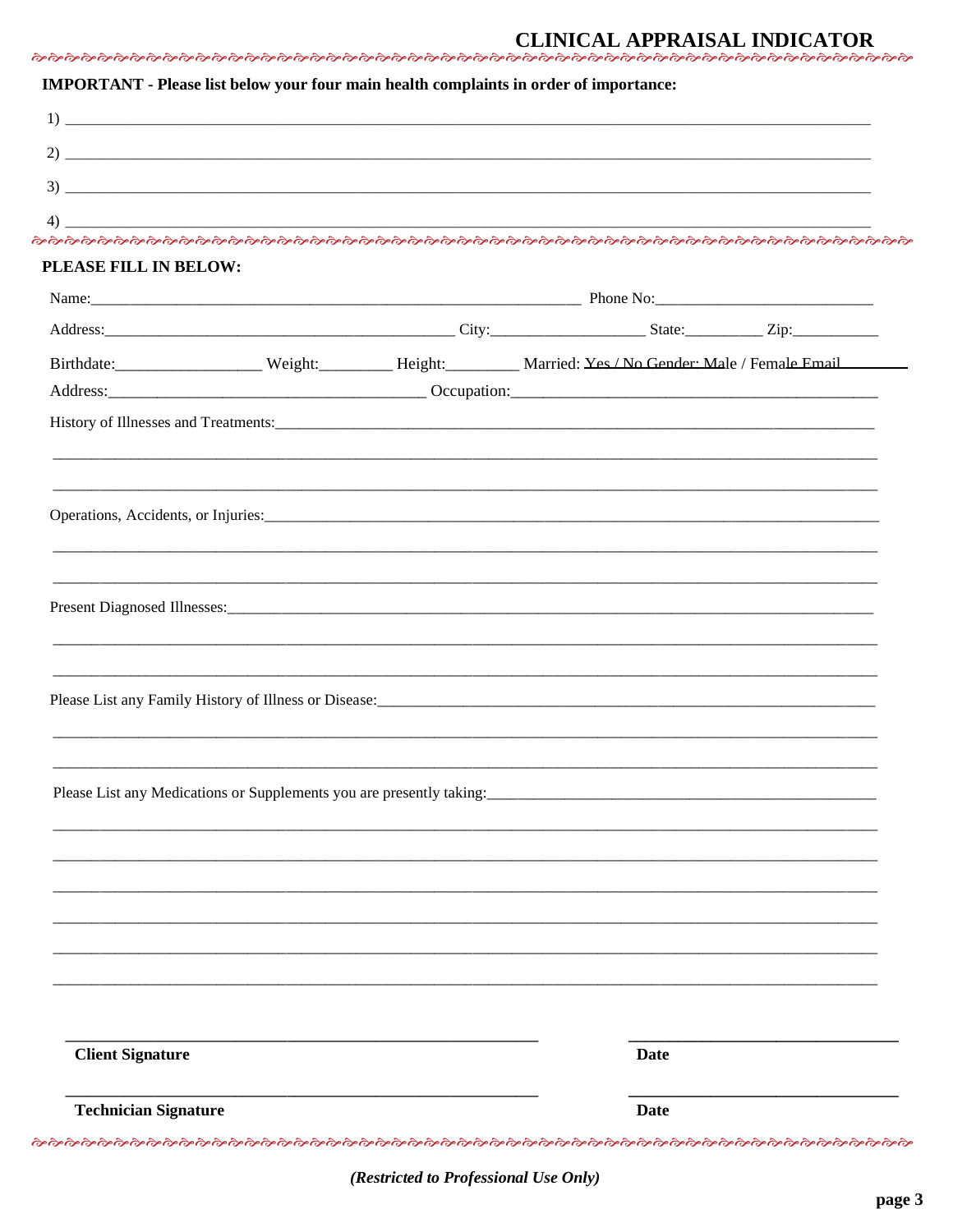# CLINICAL APPRAISAL INDICATOR

**IMPORTANT - Please list below your four main health complaints in order of importance:**

1) ______________________________________________________________________________

2) ______________________________________________________________________________

3) ______________________________________________________________________________

4) ______________________________________________________________________________

**PLEASE FILL IN BELOW:**

Name:_______________________________________________ Phone No:______________________

Address:____________________________________ City:________________ State:________ Zip:_________

Birthdate:_______________ Weight:________ Height:________ Married: Yes / No Gender: Male / Female Email________

Address:________________________________ Occupation:_____________________________________

History of Illnesses and Treatments:_______________________________________________________

______________________________________________________________________________

______________________________________________________________________________

Operations, Accidents, or Injuries:_________________________________________________________

______________________________________________________________________________

______________________________________________________________________________

Present Diagnosed Illnesses:______________________________________________________________

______________________________________________________________________________

______________________________________________________________________________

Please List any Family History of Illness or Disease:___________________________________________

______________________________________________________________________________

______________________________________________________________________________

Please List any Medications or Supplements you are presently taking:______________________________

______________________________________________________________________________

______________________________________________________________________________

______________________________________________________________________________

______________________________________________________________________________

______________________________________________________________________________

______________________________________________________________________________

_____________________________________________ ________________________

**Client Signature** **Date**

_____________________________________________ ________________________

**Technician Signature** **Date**

***(Restricted to Professional Use Only)***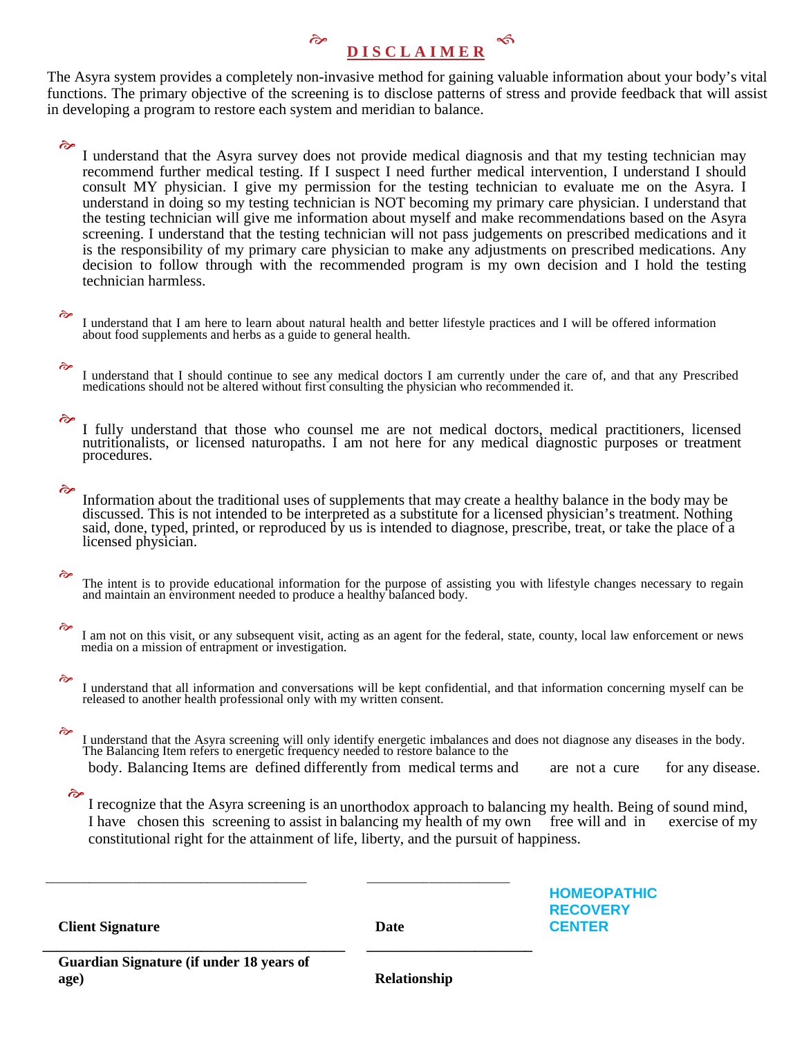# DISCLAIMER

The Asyra system provides a completely non-invasive method for gaining valuable information about your body's vital functions. The primary objective of the screening is to disclose patterns of stress and provide feedback that will assist in developing a program to restore each system and meridian to balance.

- I understand that the Asyra survey does not provide medical diagnosis and that my testing technician may recommend further medical testing. If I suspect I need further medical intervention, I understand I should consult MY physician. I give my permission for the testing technician to evaluate me on the Asyra. I understand in doing so my testing technician is NOT becoming my primary care physician. I understand that the testing technician will give me information about myself and make recommendations based on the Asyra screening. I understand that the testing technician will not pass judgements on prescribed medications and it is the responsibility of my primary care physician to make any adjustments on prescribed medications. Any decision to follow through with the recommended program is my own decision and I hold the testing technician harmless.

- I understand that I am here to learn about natural health and better lifestyle practices and I will be offered information about food supplements and herbs as a guide to general health.

- I understand that I should continue to see any medical doctors I am currently under the care of, and that any Prescribed medications should not be altered without first consulting the physician who recommended it.

- I fully understand that those who counsel me are not medical doctors, medical practitioners, licensed nutritionalists, or licensed naturopaths. I am not here for any medical diagnostic purposes or treatment procedures.

- Information about the traditional uses of supplements that may create a healthy balance in the body may be discussed. This is not intended to be interpreted as a substitute for a licensed physician's treatment. Nothing said, done, typed, printed, or reproduced by us is intended to diagnose, prescribe, treat, or take the place of a licensed physician.

- The intent is to provide educational information for the purpose of assisting you with lifestyle changes necessary to regain and maintain an environment needed to produce a healthy balanced body.

- I am not on this visit, or any subsequent visit, acting as an agent for the federal, state, county, local law enforcement or news media on a mission of entrapment or investigation.

- I understand that all information and conversations will be kept confidential, and that information concerning myself can be released to another health professional only with my written consent.

- I understand that the Asyra screening will only identify energetic imbalances and does not diagnose any diseases in the body. The Balancing Item refers to energetic frequency needed to restore balance to the body. Balancing Items are defined differently from medical terms and are not a cure for any disease.

- I recognize that the Asyra screening is an unorthodox approach to balancing my health. Being of sound mind, I have chosen this screening to assist in balancing my health of my own free will and in exercise of my constitutional right for the attainment of life, liberty, and the pursuit of happiness.

\_\_\_\_\_\_\_\_\_\_\_\_\_\_\_\_\_\_\_\_\_\_\_\_\_\_\_\_\_\_\_\_\_\_ \_\_\_\_\_\_\_\_\_\_\_\_\_\_\_\_\_\_\_\_

**Client Signature** **Date**

**HOMEOPATHIC RECOVERY CENTER**

\_\_\_\_\_\_\_\_\_\_\_\_\_\_\_\_\_\_\_\_\_\_\_\_\_\_\_\_\_\_\_\_\_\_ \_\_\_\_\_\_\_\_\_\_\_\_\_\_\_\_\_\_\_\_

**Guardian Signature (if under 18 years of age)** **Relationship**